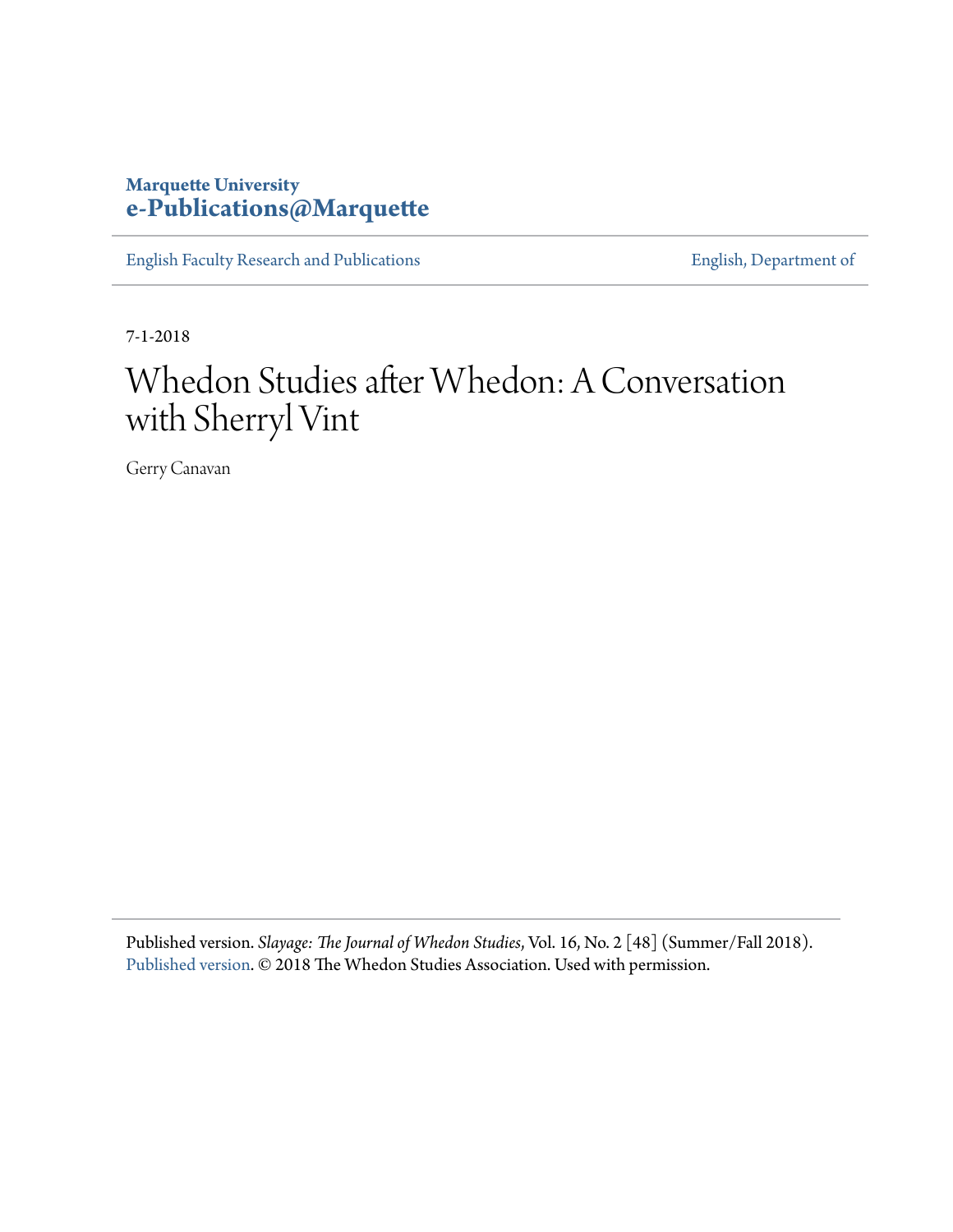Marquette University
**e-Publications@Marquette**

English Faculty Research and Publications | English, Department of

7-1-2018

# Whedon Studies after Whedon: A Conversation with Sherryl Vint

Gerry Canavan

Published version. *Slayage: The Journal of Whedon Studies*, Vol. 16, No. 2 [48] (Summer/Fall 2018). Published version. © 2018 The Whedon Studies Association. Used with permission.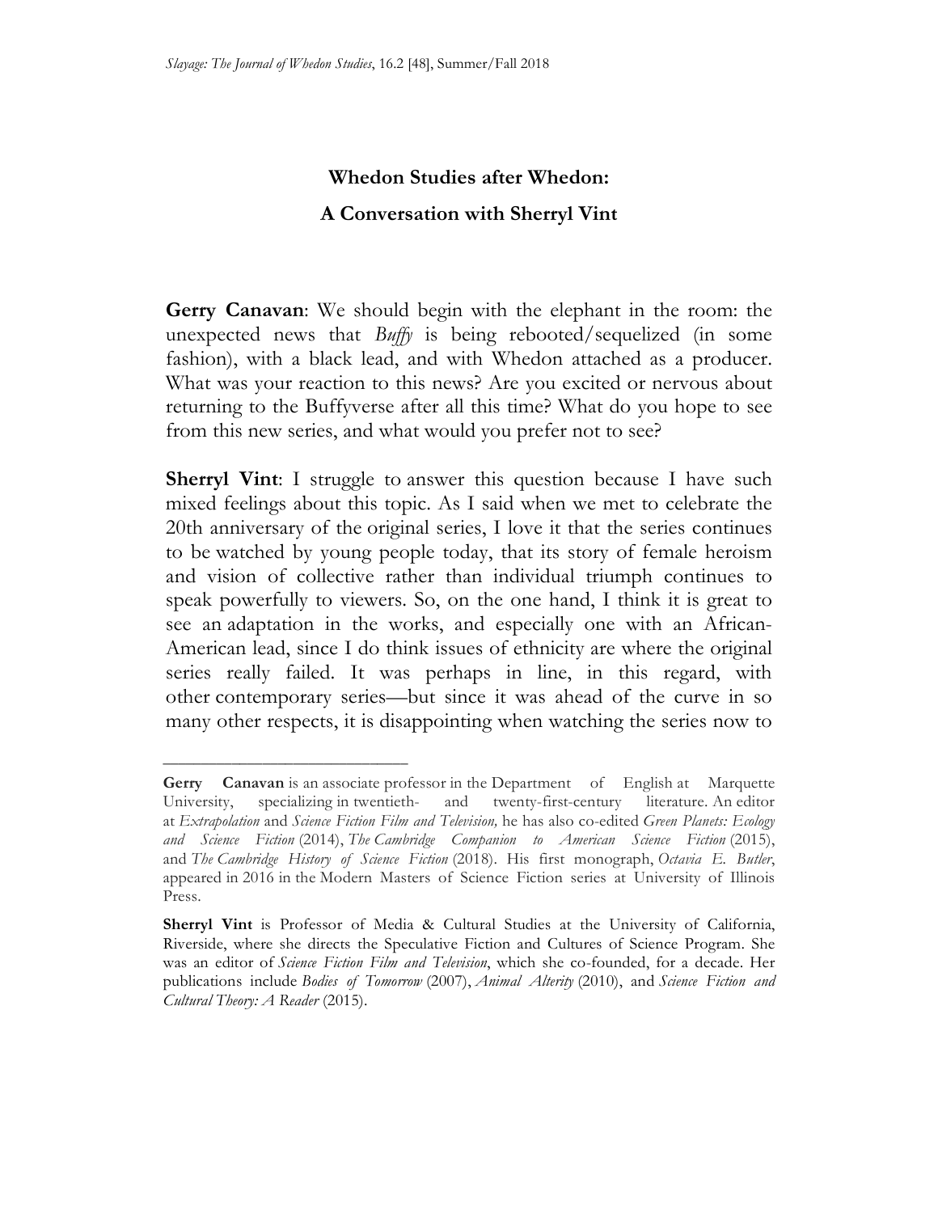**Whedon Studies after Whedon:**

**A Conversation with Sherryl Vint**

**Gerry Canavan**: We should begin with the elephant in the room: the unexpected news that *Buffy* is being rebooted/sequelized (in some fashion), with a black lead, and with Whedon attached as a producer. What was your reaction to this news? Are you excited or nervous about returning to the Buffyverse after all this time? What do you hope to see from this new series, and what would you prefer not to see?

**Sherryl Vint**: I struggle to answer this question because I have such mixed feelings about this topic. As I said when we met to celebrate the 20th anniversary of the original series, I love it that the series continues to be watched by young people today, that its story of female heroism and vision of collective rather than individual triumph continues to speak powerfully to viewers. So, on the one hand, I think it is great to see an adaptation in the works, and especially one with an African-American lead, since I do think issues of ethnicity are where the original series really failed. It was perhaps in line, in this regard, with other contemporary series—but since it was ahead of the curve in so many other respects, it is disappointing when watching the series now to

---

**Gerry Canavan** is an associate professor in the Department of English at Marquette University, specializing in twentieth- and twenty-first-century literature. An editor at *Extrapolation* and *Science Fiction Film and Television,* he has also co-edited *Green Planets: Ecology and Science Fiction* (2014), *The Cambridge Companion to American Science Fiction* (2015), and *The Cambridge History of Science Fiction* (2018). His first monograph, *Octavia E. Butler*, appeared in 2016 in the Modern Masters of Science Fiction series at University of Illinois Press.

**Sherryl Vint** is Professor of Media & Cultural Studies at the University of California, Riverside, where she directs the Speculative Fiction and Cultures of Science Program. She was an editor of *Science Fiction Film and Television*, which she co-founded, for a decade. Her publications include *Bodies of Tomorrow* (2007), *Animal Alterity* (2010), and *Science Fiction and Cultural Theory: A Reader* (2015).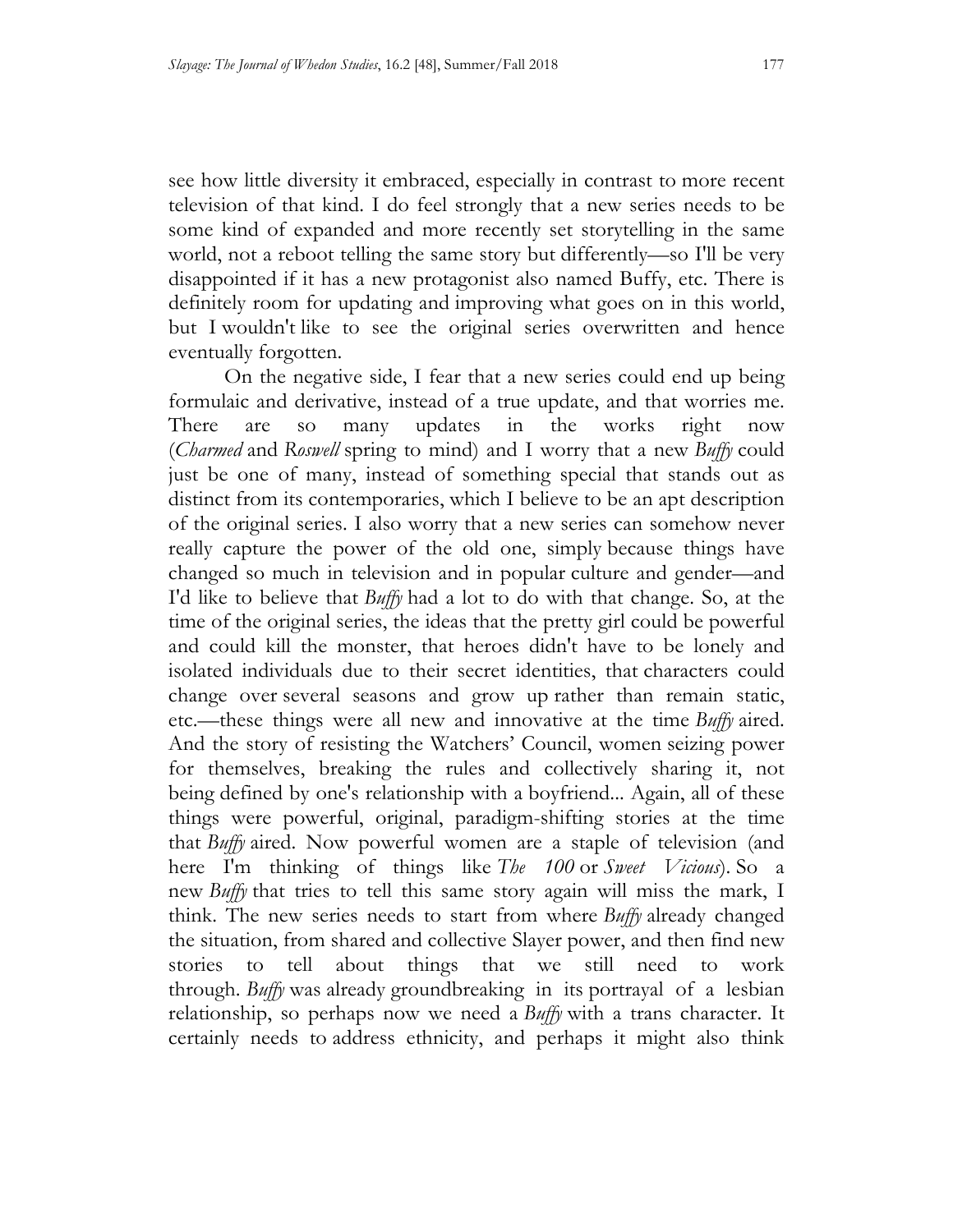see how little diversity it embraced, especially in contrast to more recent television of that kind. I do feel strongly that a new series needs to be some kind of expanded and more recently set storytelling in the same world, not a reboot telling the same story but differently—so I'll be very disappointed if it has a new protagonist also named Buffy, etc. There is definitely room for updating and improving what goes on in this world, but I wouldn't like to see the original series overwritten and hence eventually forgotten.

On the negative side, I fear that a new series could end up being formulaic and derivative, instead of a true update, and that worries me. There are so many updates in the works right now (*Charmed* and *Roswell* spring to mind) and I worry that a new *Buffy* could just be one of many, instead of something special that stands out as distinct from its contemporaries, which I believe to be an apt description of the original series. I also worry that a new series can somehow never really capture the power of the old one, simply because things have changed so much in television and in popular culture and gender—and I'd like to believe that *Buffy* had a lot to do with that change. So, at the time of the original series, the ideas that the pretty girl could be powerful and could kill the monster, that heroes didn't have to be lonely and isolated individuals due to their secret identities, that characters could change over several seasons and grow up rather than remain static, etc.—these things were all new and innovative at the time *Buffy* aired. And the story of resisting the Watchers' Council, women seizing power for themselves, breaking the rules and collectively sharing it, not being defined by one's relationship with a boyfriend... Again, all of these things were powerful, original, paradigm-shifting stories at the time that *Buffy* aired. Now powerful women are a staple of television (and here I'm thinking of things like *The 100* or *Sweet Vicious*). So a new *Buffy* that tries to tell this same story again will miss the mark, I think. The new series needs to start from where *Buffy* already changed the situation, from shared and collective Slayer power, and then find new stories to tell about things that we still need to work through. *Buffy* was already groundbreaking in its portrayal of a lesbian relationship, so perhaps now we need a *Buffy* with a trans character. It certainly needs to address ethnicity, and perhaps it might also think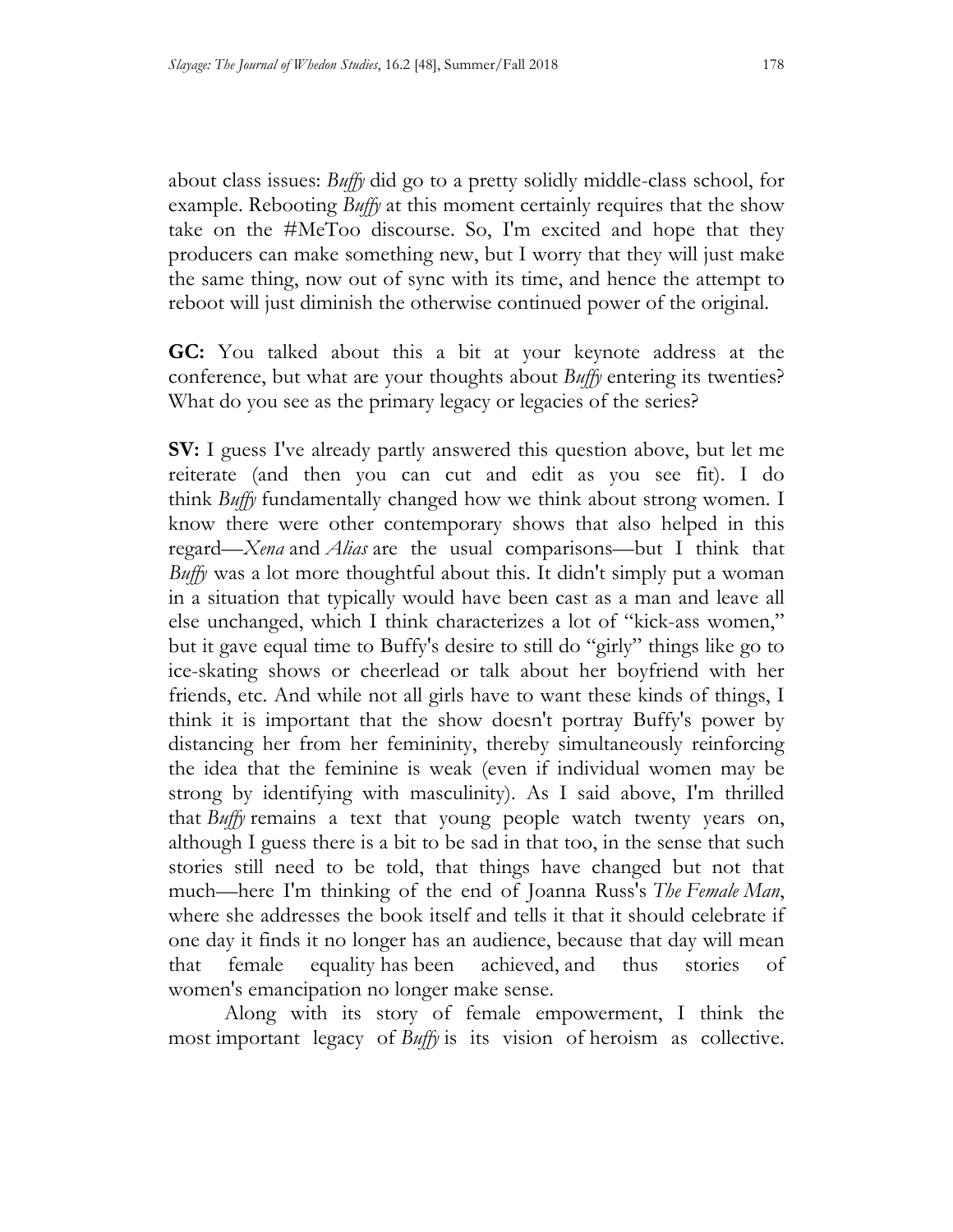about class issues: *Buffy* did go to a pretty solidly middle-class school, for example. Rebooting *Buffy* at this moment certainly requires that the show take on the #MeToo discourse. So, I'm excited and hope that they producers can make something new, but I worry that they will just make the same thing, now out of sync with its time, and hence the attempt to reboot will just diminish the otherwise continued power of the original.

**GC:** You talked about this a bit at your keynote address at the conference, but what are your thoughts about *Buffy* entering its twenties? What do you see as the primary legacy or legacies of the series?

**SV:** I guess I've already partly answered this question above, but let me reiterate (and then you can cut and edit as you see fit). I do think *Buffy* fundamentally changed how we think about strong women. I know there were other contemporary shows that also helped in this regard—*Xena* and *Alias* are the usual comparisons—but I think that *Buffy* was a lot more thoughtful about this. It didn't simply put a woman in a situation that typically would have been cast as a man and leave all else unchanged, which I think characterizes a lot of "kick-ass women," but it gave equal time to Buffy's desire to still do "girly" things like go to ice-skating shows or cheerlead or talk about her boyfriend with her friends, etc. And while not all girls have to want these kinds of things, I think it is important that the show doesn't portray Buffy's power by distancing her from her femininity, thereby simultaneously reinforcing the idea that the feminine is weak (even if individual women may be strong by identifying with masculinity). As I said above, I'm thrilled that *Buffy* remains a text that young people watch twenty years on, although I guess there is a bit to be sad in that too, in the sense that such stories still need to be told, that things have changed but not that much—here I'm thinking of the end of Joanna Russ's *The Female Man*, where she addresses the book itself and tells it that it should celebrate if one day it finds it no longer has an audience, because that day will mean that female equality has been achieved, and thus stories of women's emancipation no longer make sense.

Along with its story of female empowerment, I think the most important legacy of *Buffy* is its vision of heroism as collective.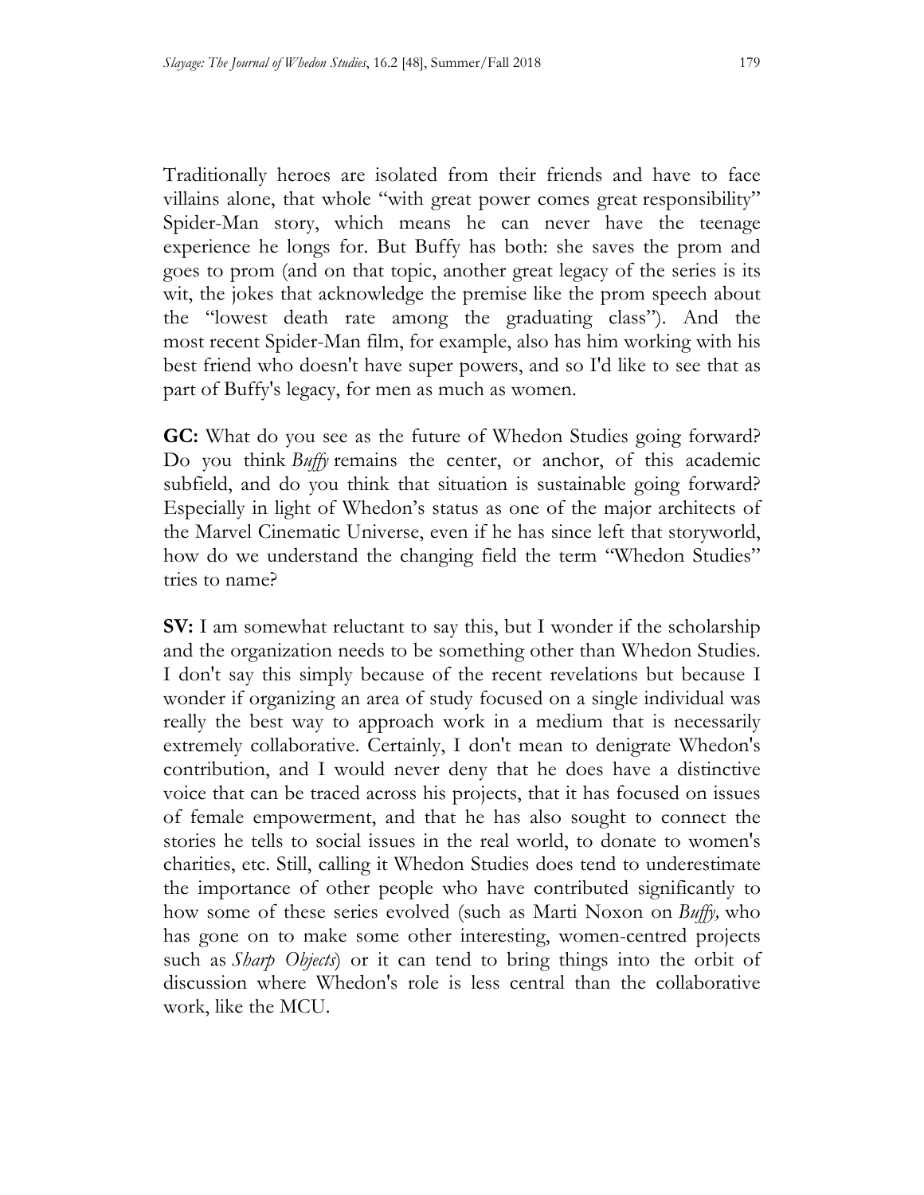Traditionally heroes are isolated from their friends and have to face villains alone, that whole "with great power comes great responsibility" Spider-Man story, which means he can never have the teenage experience he longs for. But Buffy has both: she saves the prom and goes to prom (and on that topic, another great legacy of the series is its wit, the jokes that acknowledge the premise like the prom speech about the "lowest death rate among the graduating class"). And the most recent Spider-Man film, for example, also has him working with his best friend who doesn't have super powers, and so I'd like to see that as part of Buffy's legacy, for men as much as women.

**GC:** What do you see as the future of Whedon Studies going forward? Do you think *Buffy* remains the center, or anchor, of this academic subfield, and do you think that situation is sustainable going forward? Especially in light of Whedon's status as one of the major architects of the Marvel Cinematic Universe, even if he has since left that storyworld, how do we understand the changing field the term "Whedon Studies" tries to name?

**SV:** I am somewhat reluctant to say this, but I wonder if the scholarship and the organization needs to be something other than Whedon Studies. I don't say this simply because of the recent revelations but because I wonder if organizing an area of study focused on a single individual was really the best way to approach work in a medium that is necessarily extremely collaborative. Certainly, I don't mean to denigrate Whedon's contribution, and I would never deny that he does have a distinctive voice that can be traced across his projects, that it has focused on issues of female empowerment, and that he has also sought to connect the stories he tells to social issues in the real world, to donate to women's charities, etc. Still, calling it Whedon Studies does tend to underestimate the importance of other people who have contributed significantly to how some of these series evolved (such as Marti Noxon on *Buffy,* who has gone on to make some other interesting, women-centred projects such as *Sharp Objects*) or it can tend to bring things into the orbit of discussion where Whedon's role is less central than the collaborative work, like the MCU.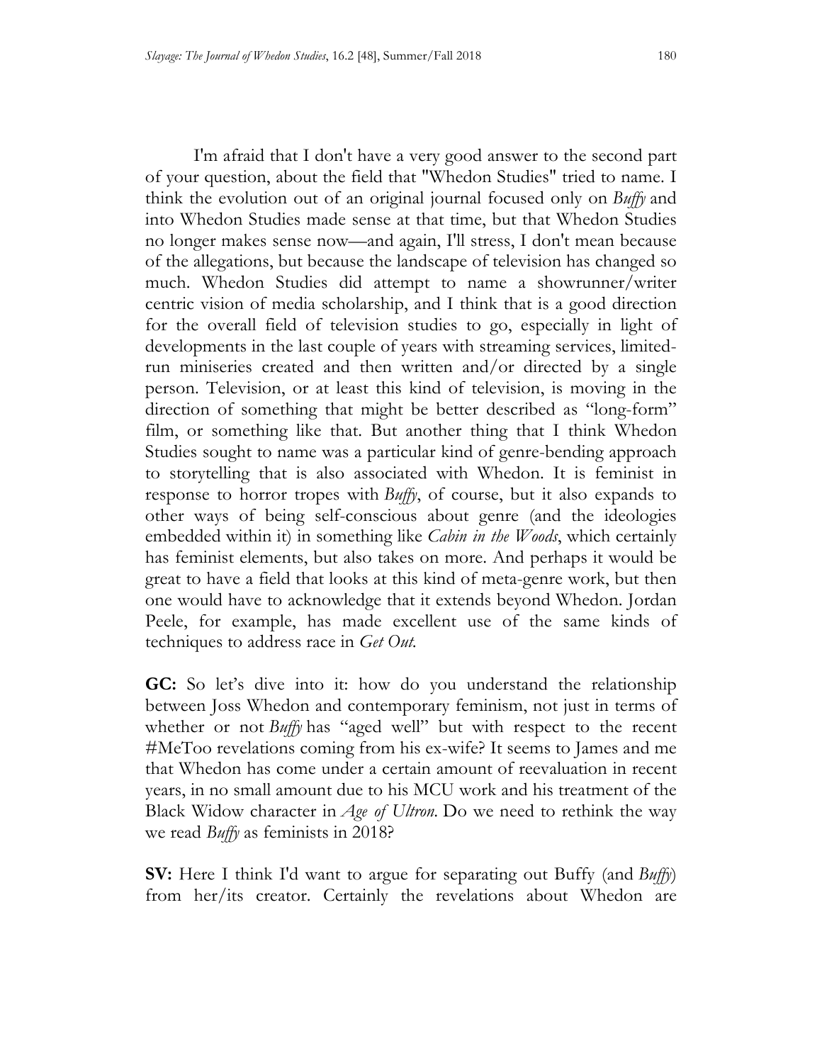I'm afraid that I don't have a very good answer to the second part of your question, about the field that "Whedon Studies" tried to name. I think the evolution out of an original journal focused only on *Buffy* and into Whedon Studies made sense at that time, but that Whedon Studies no longer makes sense now—and again, I'll stress, I don't mean because of the allegations, but because the landscape of television has changed so much. Whedon Studies did attempt to name a showrunner/writer centric vision of media scholarship, and I think that is a good direction for the overall field of television studies to go, especially in light of developments in the last couple of years with streaming services, limited-run miniseries created and then written and/or directed by a single person. Television, or at least this kind of television, is moving in the direction of something that might be better described as "long-form" film, or something like that. But another thing that I think Whedon Studies sought to name was a particular kind of genre-bending approach to storytelling that is also associated with Whedon. It is feminist in response to horror tropes with *Buffy*, of course, but it also expands to other ways of being self-conscious about genre (and the ideologies embedded within it) in something like *Cabin in the Woods*, which certainly has feminist elements, but also takes on more. And perhaps it would be great to have a field that looks at this kind of meta-genre work, but then one would have to acknowledge that it extends beyond Whedon. Jordan Peele, for example, has made excellent use of the same kinds of techniques to address race in *Get Out.*

**GC:** So let's dive into it: how do you understand the relationship between Joss Whedon and contemporary feminism, not just in terms of whether or not *Buffy* has "aged well" but with respect to the recent #MeToo revelations coming from his ex-wife? It seems to James and me that Whedon has come under a certain amount of reevaluation in recent years, in no small amount due to his MCU work and his treatment of the Black Widow character in *Age of Ultron*. Do we need to rethink the way we read *Buffy* as feminists in 2018?

**SV:** Here I think I'd want to argue for separating out Buffy (and *Buffy*) from her/its creator. Certainly the revelations about Whedon are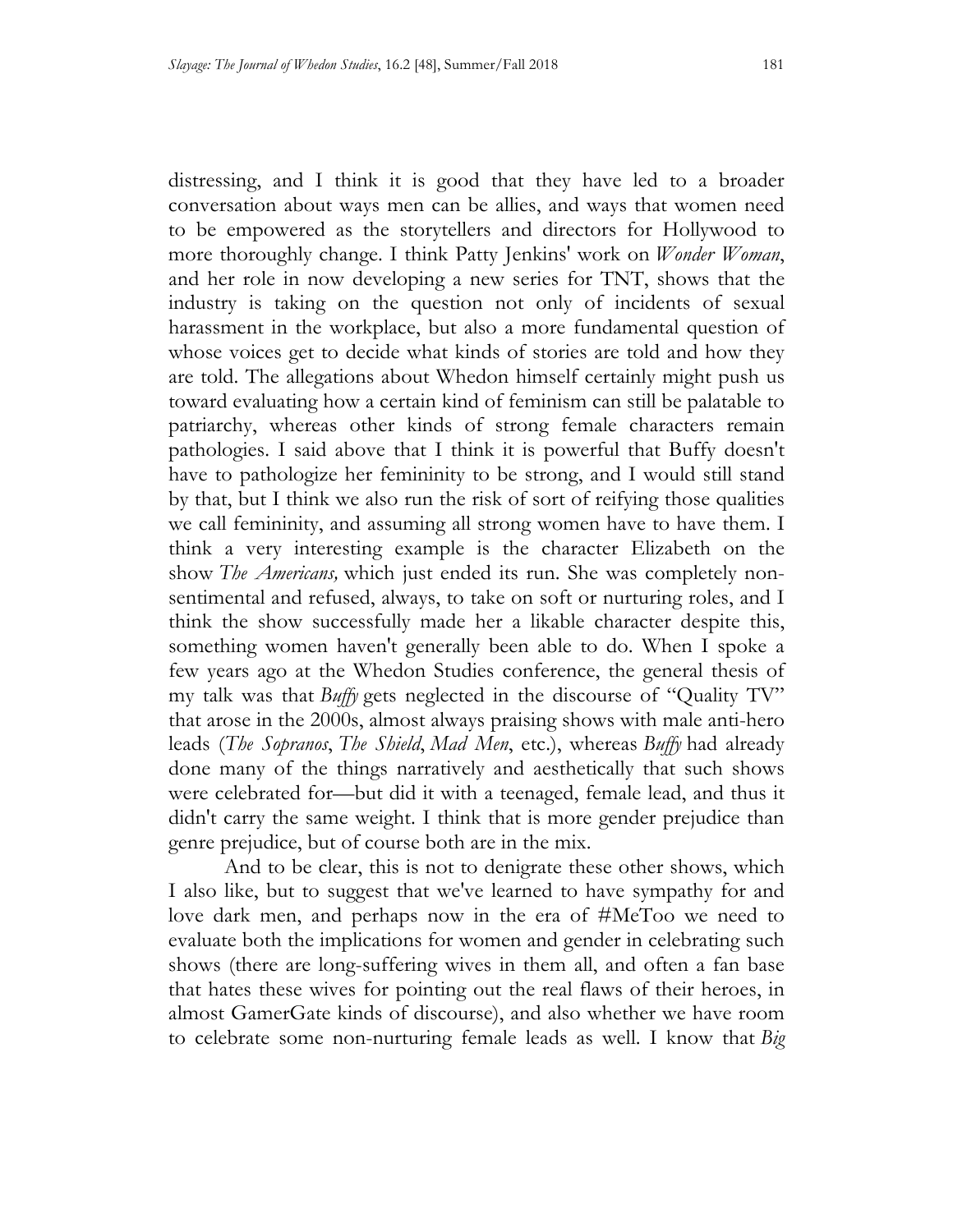distressing, and I think it is good that they have led to a broader conversation about ways men can be allies, and ways that women need to be empowered as the storytellers and directors for Hollywood to more thoroughly change. I think Patty Jenkins' work on *Wonder Woman*, and her role in now developing a new series for TNT, shows that the industry is taking on the question not only of incidents of sexual harassment in the workplace, but also a more fundamental question of whose voices get to decide what kinds of stories are told and how they are told. The allegations about Whedon himself certainly might push us toward evaluating how a certain kind of feminism can still be palatable to patriarchy, whereas other kinds of strong female characters remain pathologies. I said above that I think it is powerful that Buffy doesn't have to pathologize her femininity to be strong, and I would still stand by that, but I think we also run the risk of sort of reifying those qualities we call femininity, and assuming all strong women have to have them. I think a very interesting example is the character Elizabeth on the show *The Americans,* which just ended its run. She was completely non-sentimental and refused, always, to take on soft or nurturing roles, and I think the show successfully made her a likable character despite this, something women haven't generally been able to do. When I spoke a few years ago at the Whedon Studies conference, the general thesis of my talk was that *Buffy* gets neglected in the discourse of "Quality TV" that arose in the 2000s, almost always praising shows with male anti-hero leads (*The Sopranos*, *The Shield*, *Mad Men*, etc.), whereas *Buffy* had already done many of the things narratively and aesthetically that such shows were celebrated for—but did it with a teenaged, female lead, and thus it didn't carry the same weight. I think that is more gender prejudice than genre prejudice, but of course both are in the mix.

And to be clear, this is not to denigrate these other shows, which I also like, but to suggest that we've learned to have sympathy for and love dark men, and perhaps now in the era of #MeToo we need to evaluate both the implications for women and gender in celebrating such shows (there are long-suffering wives in them all, and often a fan base that hates these wives for pointing out the real flaws of their heroes, in almost GamerGate kinds of discourse), and also whether we have room to celebrate some non-nurturing female leads as well. I know that *Big*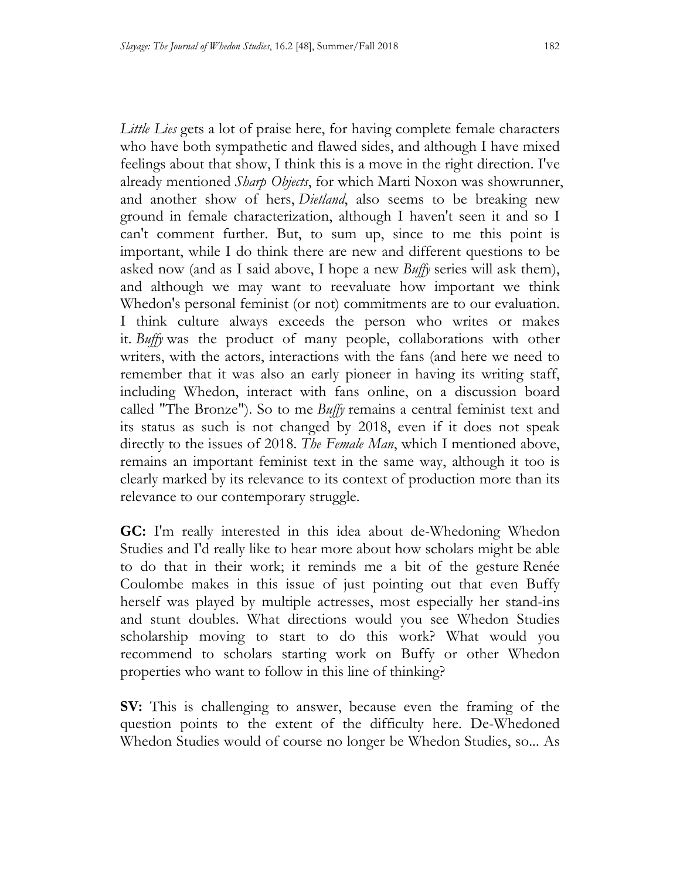*Little Lies* gets a lot of praise here, for having complete female characters who have both sympathetic and flawed sides, and although I have mixed feelings about that show, I think this is a move in the right direction. I've already mentioned *Sharp Objects*, for which Marti Noxon was showrunner, and another show of hers, *Dietland*, also seems to be breaking new ground in female characterization, although I haven't seen it and so I can't comment further. But, to sum up, since to me this point is important, while I do think there are new and different questions to be asked now (and as I said above, I hope a new *Buffy* series will ask them), and although we may want to reevaluate how important we think Whedon's personal feminist (or not) commitments are to our evaluation. I think culture always exceeds the person who writes or makes it. *Buffy* was the product of many people, collaborations with other writers, with the actors, interactions with the fans (and here we need to remember that it was also an early pioneer in having its writing staff, including Whedon, interact with fans online, on a discussion board called "The Bronze"). So to me *Buffy* remains a central feminist text and its status as such is not changed by 2018, even if it does not speak directly to the issues of 2018. *The Female Man*, which I mentioned above, remains an important feminist text in the same way, although it too is clearly marked by its relevance to its context of production more than its relevance to our contemporary struggle.

**GC:** I'm really interested in this idea about de-Whedoning Whedon Studies and I'd really like to hear more about how scholars might be able to do that in their work; it reminds me a bit of the gesture Renée Coulombe makes in this issue of just pointing out that even Buffy herself was played by multiple actresses, most especially her stand-ins and stunt doubles. What directions would you see Whedon Studies scholarship moving to start to do this work? What would you recommend to scholars starting work on Buffy or other Whedon properties who want to follow in this line of thinking?

**SV:** This is challenging to answer, because even the framing of the question points to the extent of the difficulty here. De-Whedoned Whedon Studies would of course no longer be Whedon Studies, so... As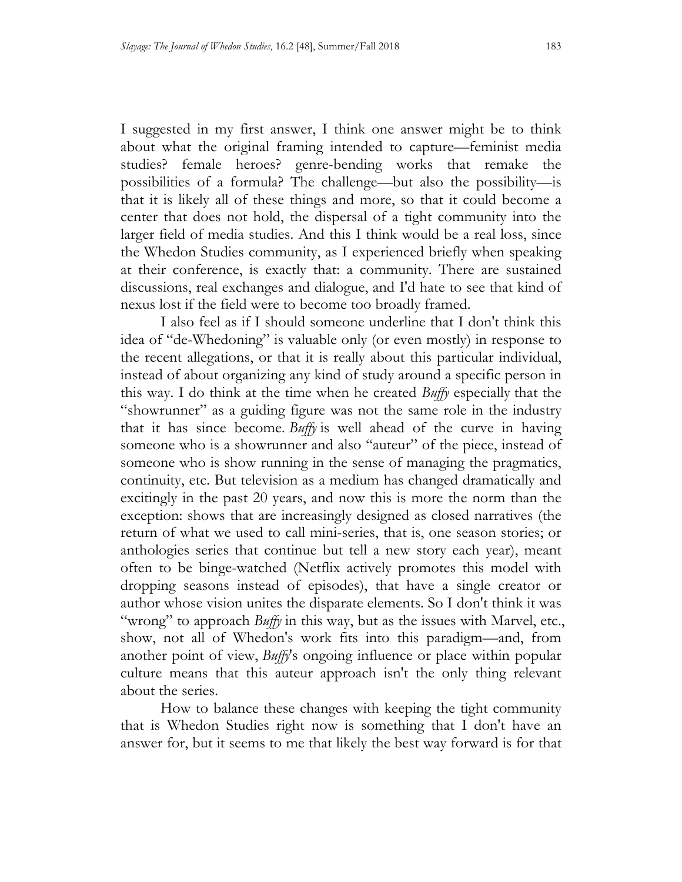I suggested in my first answer, I think one answer might be to think about what the original framing intended to capture—feminist media studies? female heroes? genre-bending works that remake the possibilities of a formula? The challenge—but also the possibility—is that it is likely all of these things and more, so that it could become a center that does not hold, the dispersal of a tight community into the larger field of media studies. And this I think would be a real loss, since the Whedon Studies community, as I experienced briefly when speaking at their conference, is exactly that: a community. There are sustained discussions, real exchanges and dialogue, and I'd hate to see that kind of nexus lost if the field were to become too broadly framed.

I also feel as if I should someone underline that I don't think this idea of "de-Whedoning" is valuable only (or even mostly) in response to the recent allegations, or that it is really about this particular individual, instead of about organizing any kind of study around a specific person in this way. I do think at the time when he created *Buffy* especially that the "showrunner" as a guiding figure was not the same role in the industry that it has since become. *Buffy* is well ahead of the curve in having someone who is a showrunner and also "auteur" of the piece, instead of someone who is show running in the sense of managing the pragmatics, continuity, etc. But television as a medium has changed dramatically and excitingly in the past 20 years, and now this is more the norm than the exception: shows that are increasingly designed as closed narratives (the return of what we used to call mini-series, that is, one season stories; or anthologies series that continue but tell a new story each year), meant often to be binge-watched (Netflix actively promotes this model with dropping seasons instead of episodes), that have a single creator or author whose vision unites the disparate elements. So I don't think it was "wrong" to approach *Buffy* in this way, but as the issues with Marvel, etc., show, not all of Whedon's work fits into this paradigm—and, from another point of view, *Buffy*'s ongoing influence or place within popular culture means that this auteur approach isn't the only thing relevant about the series.

How to balance these changes with keeping the tight community that is Whedon Studies right now is something that I don't have an answer for, but it seems to me that likely the best way forward is for that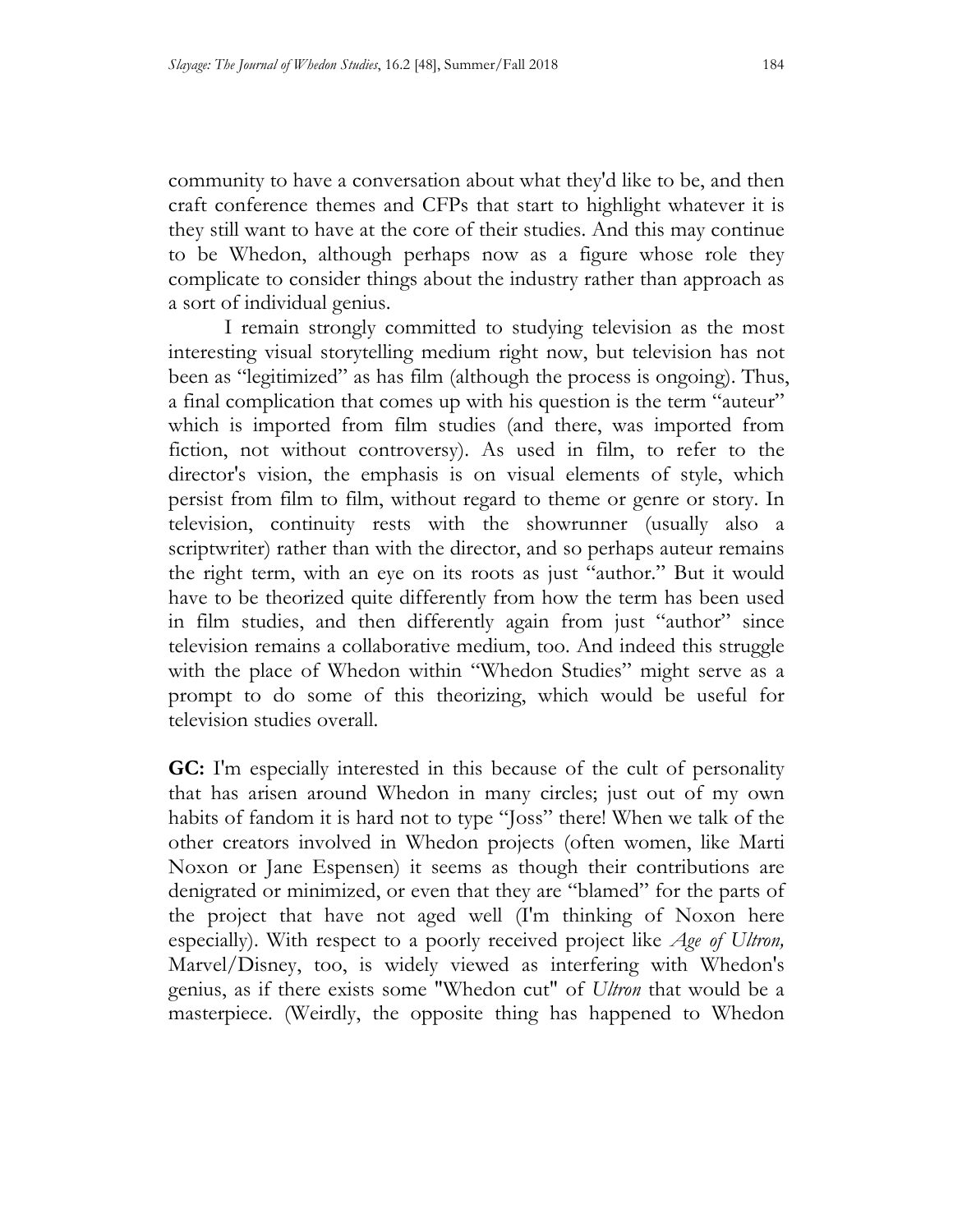community to have a conversation about what they'd like to be, and then craft conference themes and CFPs that start to highlight whatever it is they still want to have at the core of their studies. And this may continue to be Whedon, although perhaps now as a figure whose role they complicate to consider things about the industry rather than approach as a sort of individual genius.

I remain strongly committed to studying television as the most interesting visual storytelling medium right now, but television has not been as "legitimized" as has film (although the process is ongoing). Thus, a final complication that comes up with his question is the term "auteur" which is imported from film studies (and there, was imported from fiction, not without controversy). As used in film, to refer to the director's vision, the emphasis is on visual elements of style, which persist from film to film, without regard to theme or genre or story. In television, continuity rests with the showrunner (usually also a scriptwriter) rather than with the director, and so perhaps auteur remains the right term, with an eye on its roots as just "author." But it would have to be theorized quite differently from how the term has been used in film studies, and then differently again from just "author" since television remains a collaborative medium, too. And indeed this struggle with the place of Whedon within "Whedon Studies" might serve as a prompt to do some of this theorizing, which would be useful for television studies overall.

**GC:** I'm especially interested in this because of the cult of personality that has arisen around Whedon in many circles; just out of my own habits of fandom it is hard not to type "Joss" there! When we talk of the other creators involved in Whedon projects (often women, like Marti Noxon or Jane Espensen) it seems as though their contributions are denigrated or minimized, or even that they are "blamed" for the parts of the project that have not aged well (I'm thinking of Noxon here especially). With respect to a poorly received project like *Age of Ultron,* Marvel/Disney, too, is widely viewed as interfering with Whedon's genius, as if there exists some "Whedon cut" of *Ultron* that would be a masterpiece. (Weirdly, the opposite thing has happened to Whedon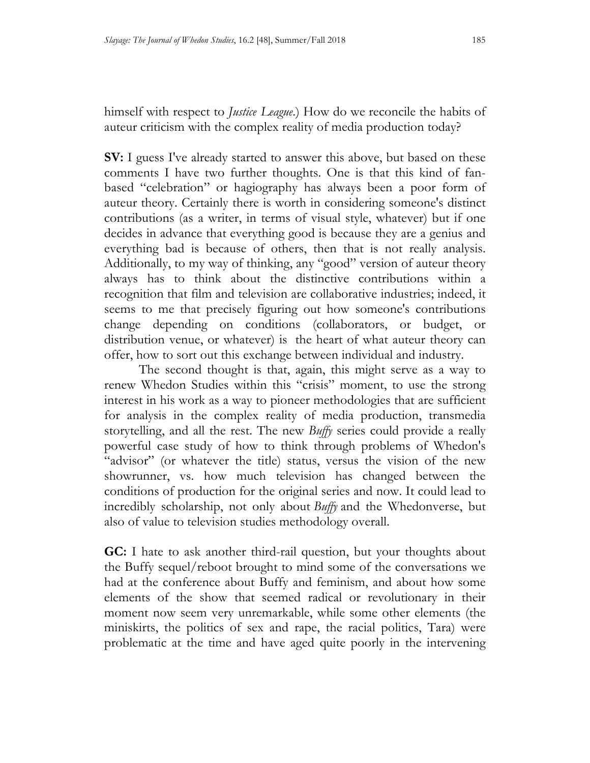himself with respect to *Justice League*.) How do we reconcile the habits of auteur criticism with the complex reality of media production today?

**SV:** I guess I've already started to answer this above, but based on these comments I have two further thoughts. One is that this kind of fan-based "celebration" or hagiography has always been a poor form of auteur theory. Certainly there is worth in considering someone's distinct contributions (as a writer, in terms of visual style, whatever) but if one decides in advance that everything good is because they are a genius and everything bad is because of others, then that is not really analysis. Additionally, to my way of thinking, any "good" version of auteur theory always has to think about the distinctive contributions within a recognition that film and television are collaborative industries; indeed, it seems to me that precisely figuring out how someone's contributions change depending on conditions (collaborators, or budget, or distribution venue, or whatever) is the heart of what auteur theory can offer, how to sort out this exchange between individual and industry.

The second thought is that, again, this might serve as a way to renew Whedon Studies within this "crisis" moment, to use the strong interest in his work as a way to pioneer methodologies that are sufficient for analysis in the complex reality of media production, transmedia storytelling, and all the rest. The new *Buffy* series could provide a really powerful case study of how to think through problems of Whedon's "advisor" (or whatever the title) status, versus the vision of the new showrunner, vs. how much television has changed between the conditions of production for the original series and now. It could lead to incredibly scholarship, not only about *Buffy* and the Whedonverse, but also of value to television studies methodology overall.

**GC:** I hate to ask another third-rail question, but your thoughts about the Buffy sequel/reboot brought to mind some of the conversations we had at the conference about Buffy and feminism, and about how some elements of the show that seemed radical or revolutionary in their moment now seem very unremarkable, while some other elements (the miniskirts, the politics of sex and rape, the racial politics, Tara) were problematic at the time and have aged quite poorly in the intervening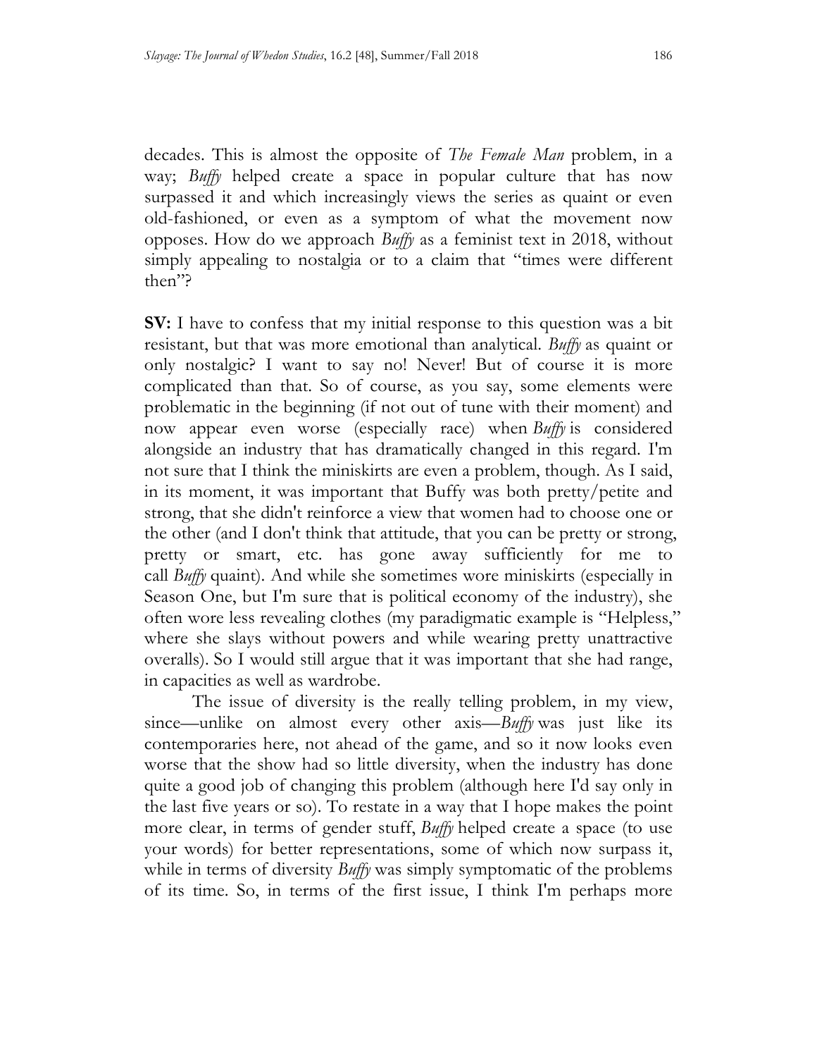decades. This is almost the opposite of *The Female Man* problem, in a way; *Buffy* helped create a space in popular culture that has now surpassed it and which increasingly views the series as quaint or even old-fashioned, or even as a symptom of what the movement now opposes. How do we approach *Buffy* as a feminist text in 2018, without simply appealing to nostalgia or to a claim that "times were different then"?

**SV:** I have to confess that my initial response to this question was a bit resistant, but that was more emotional than analytical. *Buffy* as quaint or only nostalgic? I want to say no! Never! But of course it is more complicated than that. So of course, as you say, some elements were problematic in the beginning (if not out of tune with their moment) and now appear even worse (especially race) when *Buffy* is considered alongside an industry that has dramatically changed in this regard. I'm not sure that I think the miniskirts are even a problem, though. As I said, in its moment, it was important that Buffy was both pretty/petite and strong, that she didn't reinforce a view that women had to choose one or the other (and I don't think that attitude, that you can be pretty or strong, pretty or smart, etc. has gone away sufficiently for me to call *Buffy* quaint). And while she sometimes wore miniskirts (especially in Season One, but I'm sure that is political economy of the industry), she often wore less revealing clothes (my paradigmatic example is "Helpless," where she slays without powers and while wearing pretty unattractive overalls). So I would still argue that it was important that she had range, in capacities as well as wardrobe.

The issue of diversity is the really telling problem, in my view, since—unlike on almost every other axis—*Buffy* was just like its contemporaries here, not ahead of the game, and so it now looks even worse that the show had so little diversity, when the industry has done quite a good job of changing this problem (although here I'd say only in the last five years or so). To restate in a way that I hope makes the point more clear, in terms of gender stuff, *Buffy* helped create a space (to use your words) for better representations, some of which now surpass it, while in terms of diversity *Buffy* was simply symptomatic of the problems of its time. So, in terms of the first issue, I think I'm perhaps more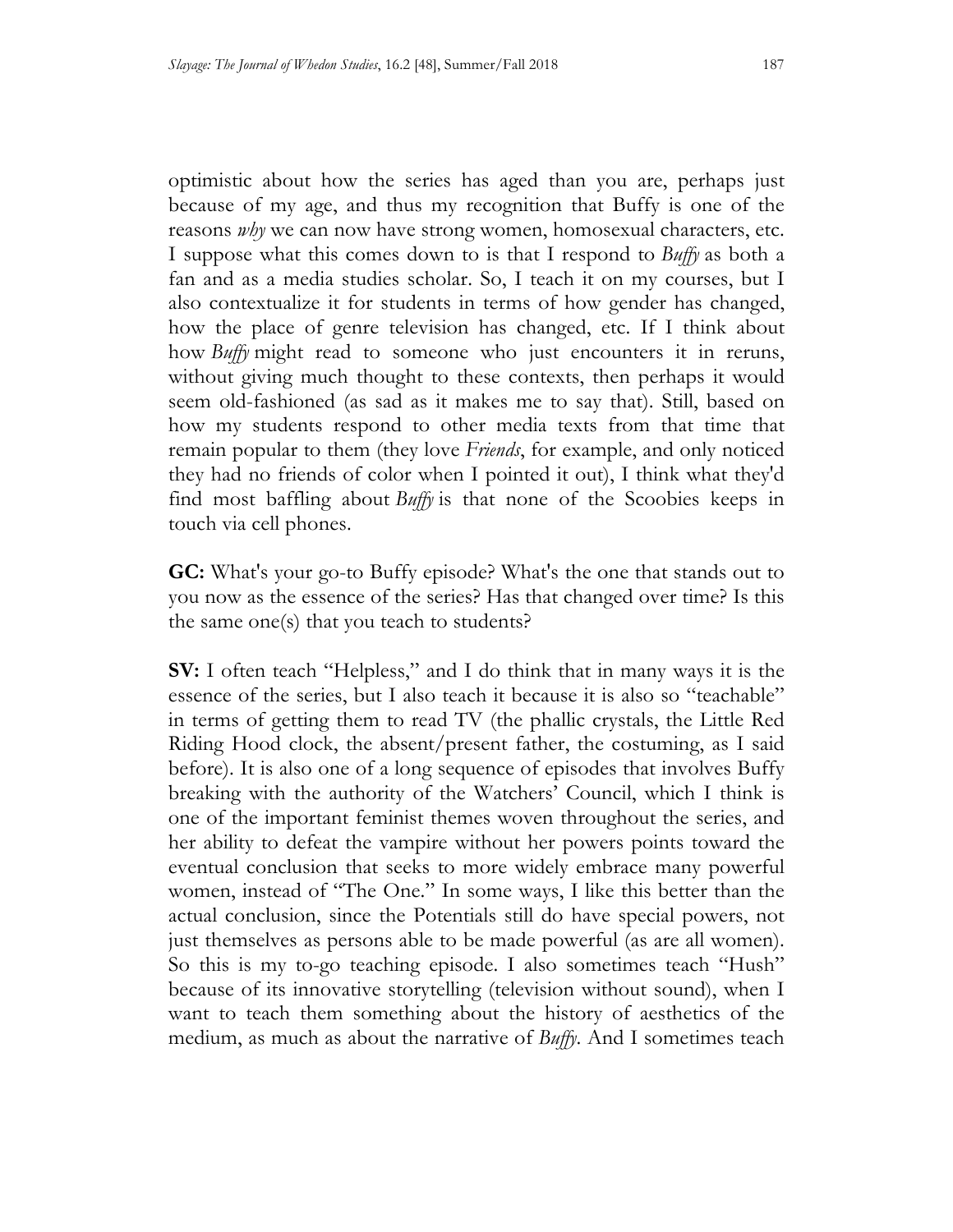optimistic about how the series has aged than you are, perhaps just because of my age, and thus my recognition that Buffy is one of the reasons *why* we can now have strong women, homosexual characters, etc. I suppose what this comes down to is that I respond to *Buffy* as both a fan and as a media studies scholar. So, I teach it on my courses, but I also contextualize it for students in terms of how gender has changed, how the place of genre television has changed, etc. If I think about how *Buffy* might read to someone who just encounters it in reruns, without giving much thought to these contexts, then perhaps it would seem old-fashioned (as sad as it makes me to say that). Still, based on how my students respond to other media texts from that time that remain popular to them (they love *Friends*, for example, and only noticed they had no friends of color when I pointed it out), I think what they'd find most baffling about *Buffy* is that none of the Scoobies keeps in touch via cell phones.

**GC:** What's your go-to Buffy episode? What's the one that stands out to you now as the essence of the series? Has that changed over time? Is this the same one(s) that you teach to students?

**SV:** I often teach "Helpless," and I do think that in many ways it is the essence of the series, but I also teach it because it is also so "teachable" in terms of getting them to read TV (the phallic crystals, the Little Red Riding Hood clock, the absent/present father, the costuming, as I said before). It is also one of a long sequence of episodes that involves Buffy breaking with the authority of the Watchers' Council, which I think is one of the important feminist themes woven throughout the series, and her ability to defeat the vampire without her powers points toward the eventual conclusion that seeks to more widely embrace many powerful women, instead of "The One." In some ways, I like this better than the actual conclusion, since the Potentials still do have special powers, not just themselves as persons able to be made powerful (as are all women). So this is my to-go teaching episode. I also sometimes teach "Hush" because of its innovative storytelling (television without sound), when I want to teach them something about the history of aesthetics of the medium, as much as about the narrative of *Buffy*. And I sometimes teach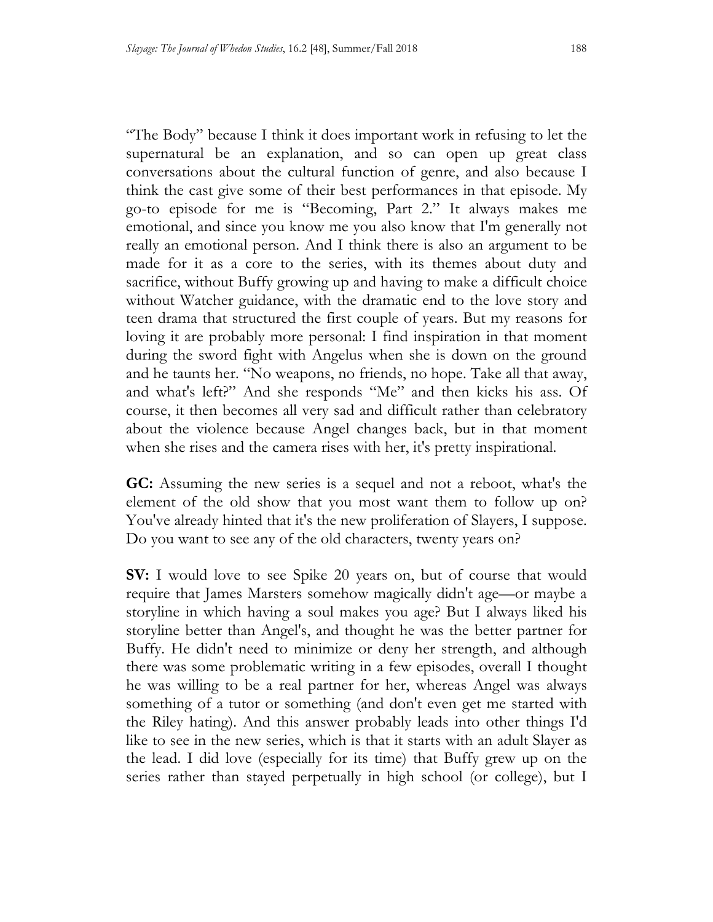"The Body" because I think it does important work in refusing to let the supernatural be an explanation, and so can open up great class conversations about the cultural function of genre, and also because I think the cast give some of their best performances in that episode. My go-to episode for me is "Becoming, Part 2." It always makes me emotional, and since you know me you also know that I'm generally not really an emotional person. And I think there is also an argument to be made for it as a core to the series, with its themes about duty and sacrifice, without Buffy growing up and having to make a difficult choice without Watcher guidance, with the dramatic end to the love story and teen drama that structured the first couple of years. But my reasons for loving it are probably more personal: I find inspiration in that moment during the sword fight with Angelus when she is down on the ground and he taunts her. "No weapons, no friends, no hope. Take all that away, and what's left?" And she responds "Me" and then kicks his ass. Of course, it then becomes all very sad and difficult rather than celebratory about the violence because Angel changes back, but in that moment when she rises and the camera rises with her, it's pretty inspirational.

**GC:** Assuming the new series is a sequel and not a reboot, what's the element of the old show that you most want them to follow up on? You've already hinted that it's the new proliferation of Slayers, I suppose. Do you want to see any of the old characters, twenty years on?

**SV:** I would love to see Spike 20 years on, but of course that would require that James Marsters somehow magically didn't age—or maybe a storyline in which having a soul makes you age? But I always liked his storyline better than Angel's, and thought he was the better partner for Buffy. He didn't need to minimize or deny her strength, and although there was some problematic writing in a few episodes, overall I thought he was willing to be a real partner for her, whereas Angel was always something of a tutor or something (and don't even get me started with the Riley hating). And this answer probably leads into other things I'd like to see in the new series, which is that it starts with an adult Slayer as the lead. I did love (especially for its time) that Buffy grew up on the series rather than stayed perpetually in high school (or college), but I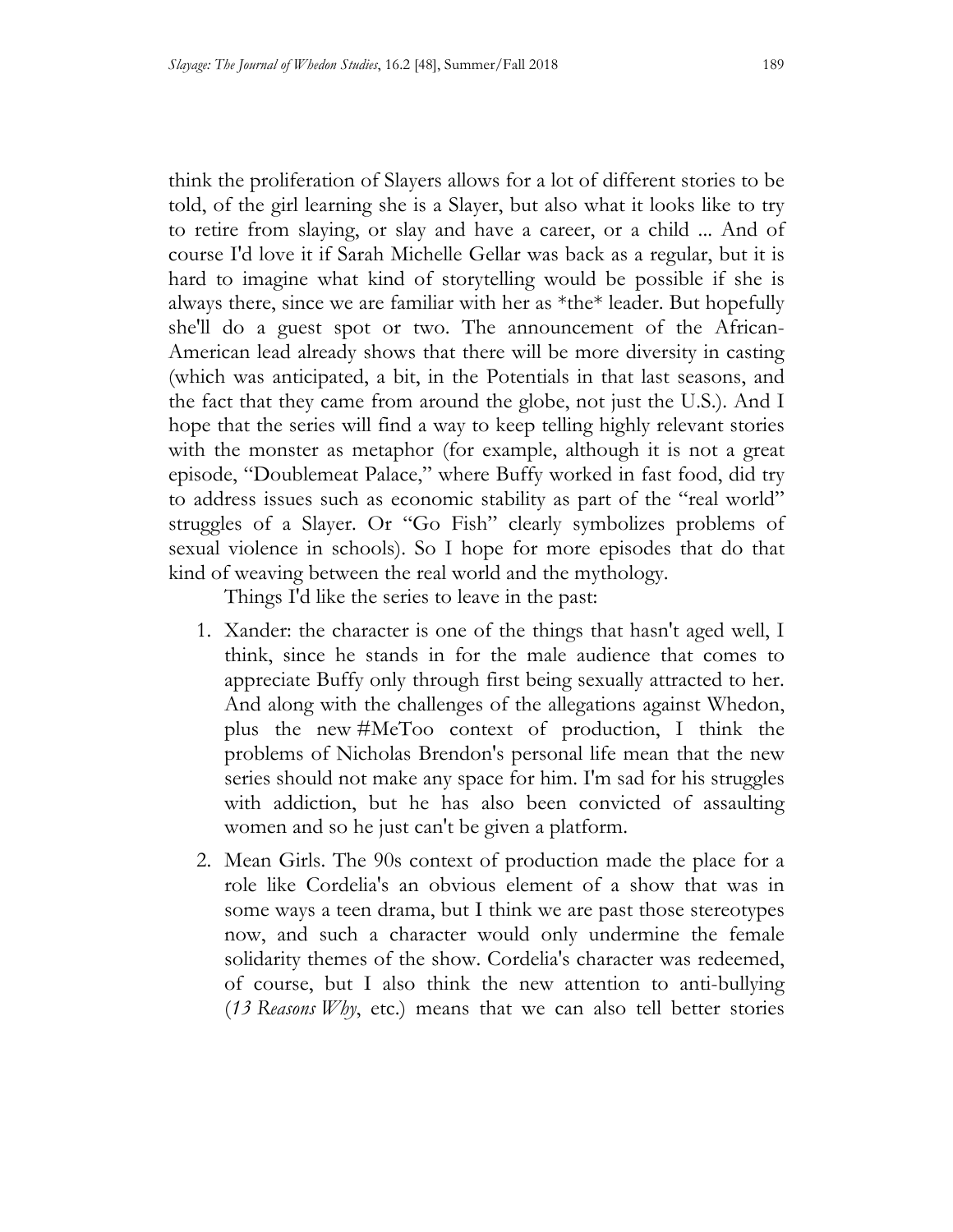think the proliferation of Slayers allows for a lot of different stories to be told, of the girl learning she is a Slayer, but also what it looks like to try to retire from slaying, or slay and have a career, or a child ... And of course I'd love it if Sarah Michelle Gellar was back as a regular, but it is hard to imagine what kind of storytelling would be possible if she is always there, since we are familiar with her as *the* leader. But hopefully she'll do a guest spot or two. The announcement of the African-American lead already shows that there will be more diversity in casting (which was anticipated, a bit, in the Potentials in that last seasons, and the fact that they came from around the globe, not just the U.S.). And I hope that the series will find a way to keep telling highly relevant stories with the monster as metaphor (for example, although it is not a great episode, "Doublemeat Palace," where Buffy worked in fast food, did try to address issues such as economic stability as part of the "real world" struggles of a Slayer. Or "Go Fish" clearly symbolizes problems of sexual violence in schools). So I hope for more episodes that do that kind of weaving between the real world and the mythology.

Things I'd like the series to leave in the past:

1. Xander: the character is one of the things that hasn't aged well, I think, since he stands in for the male audience that comes to appreciate Buffy only through first being sexually attracted to her. And along with the challenges of the allegations against Whedon, plus the new #MeToo context of production, I think the problems of Nicholas Brendon's personal life mean that the new series should not make any space for him. I'm sad for his struggles with addiction, but he has also been convicted of assaulting women and so he just can't be given a platform.

2. Mean Girls. The 90s context of production made the place for a role like Cordelia's an obvious element of a show that was in some ways a teen drama, but I think we are past those stereotypes now, and such a character would only undermine the female solidarity themes of the show. Cordelia's character was redeemed, of course, but I also think the new attention to anti-bullying (*13 Reasons Why*, etc.) means that we can also tell better stories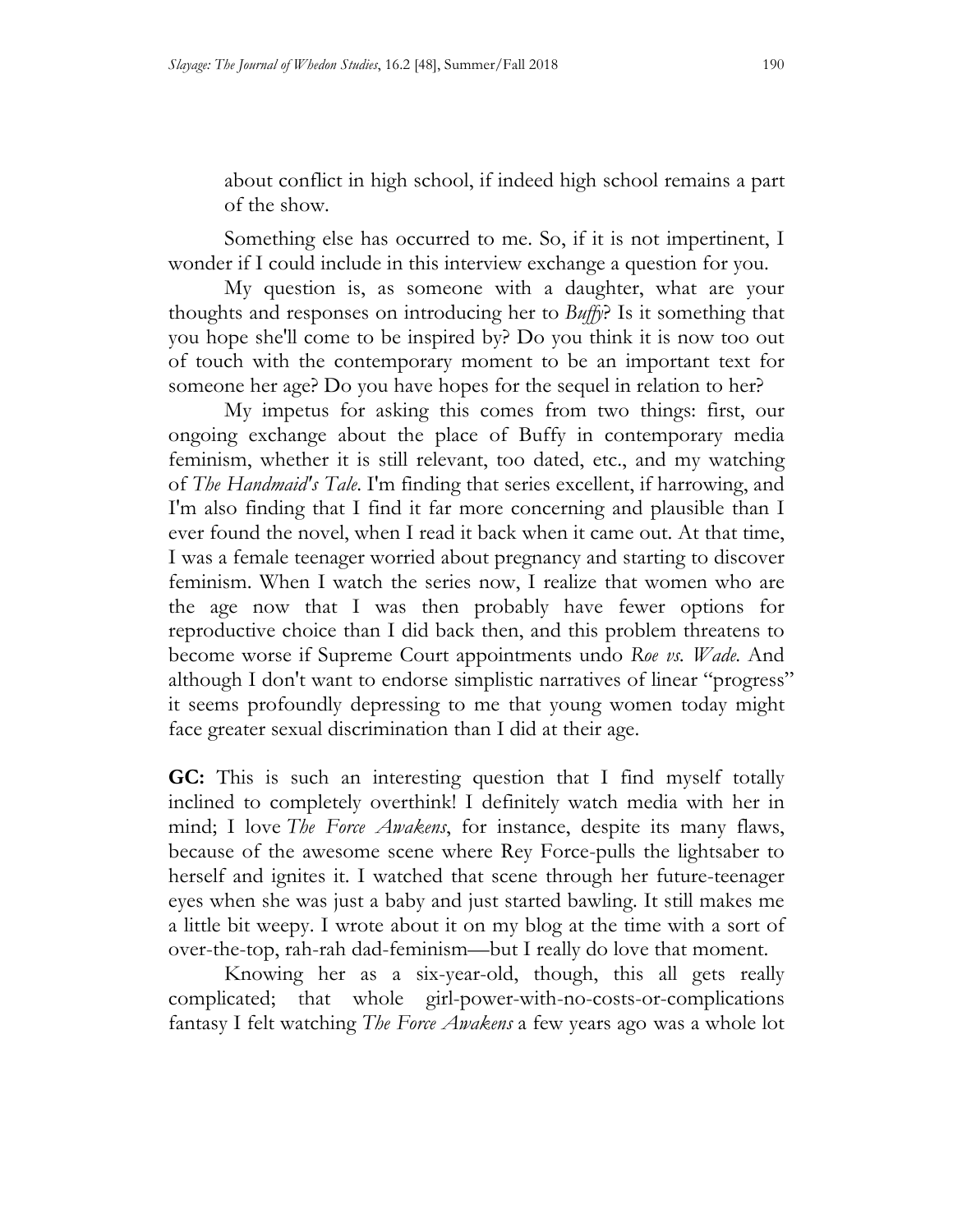about conflict in high school, if indeed high school remains a part of the show.

Something else has occurred to me. So, if it is not impertinent, I wonder if I could include in this interview exchange a question for you.

My question is, as someone with a daughter, what are your thoughts and responses on introducing her to *Buffy*? Is it something that you hope she'll come to be inspired by? Do you think it is now too out of touch with the contemporary moment to be an important text for someone her age? Do you have hopes for the sequel in relation to her?

My impetus for asking this comes from two things: first, our ongoing exchange about the place of Buffy in contemporary media feminism, whether it is still relevant, too dated, etc., and my watching of *The Handmaid's Tale*. I'm finding that series excellent, if harrowing, and I'm also finding that I find it far more concerning and plausible than I ever found the novel, when I read it back when it came out. At that time, I was a female teenager worried about pregnancy and starting to discover feminism. When I watch the series now, I realize that women who are the age now that I was then probably have fewer options for reproductive choice than I did back then, and this problem threatens to become worse if Supreme Court appointments undo *Roe vs. Wade.* And although I don't want to endorse simplistic narratives of linear "progress" it seems profoundly depressing to me that young women today might face greater sexual discrimination than I did at their age.

**GC:** This is such an interesting question that I find myself totally inclined to completely overthink! I definitely watch media with her in mind; I love *The Force Awakens*, for instance, despite its many flaws, because of the awesome scene where Rey Force-pulls the lightsaber to herself and ignites it. I watched that scene through her future-teenager eyes when she was just a baby and just started bawling. It still makes me a little bit weepy. I wrote about it on my blog at the time with a sort of over-the-top, rah-rah dad-feminism—but I really do love that moment.

Knowing her as a six-year-old, though, this all gets really complicated; that whole girl-power-with-no-costs-or-complications fantasy I felt watching *The Force Awakens* a few years ago was a whole lot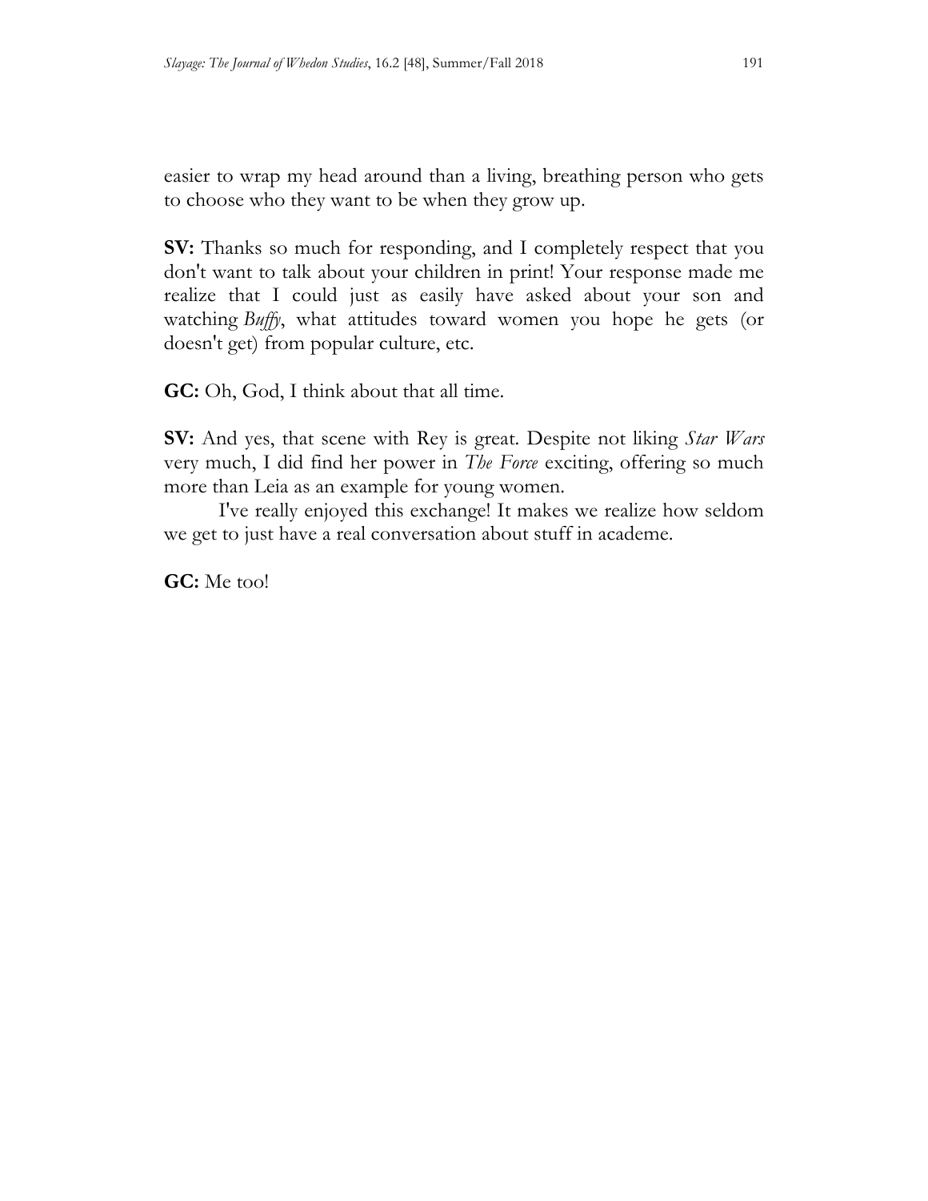easier to wrap my head around than a living, breathing person who gets to choose who they want to be when they grow up.

**SV:** Thanks so much for responding, and I completely respect that you don't want to talk about your children in print! Your response made me realize that I could just as easily have asked about your son and watching *Buffy*, what attitudes toward women you hope he gets (or doesn't get) from popular culture, etc.

**GC:** Oh, God, I think about that all time.

**SV:** And yes, that scene with Rey is great. Despite not liking *Star Wars* very much, I did find her power in *The Force* exciting, offering so much more than Leia as an example for young women.

I've really enjoyed this exchange! It makes we realize how seldom we get to just have a real conversation about stuff in academe.

**GC:** Me too!